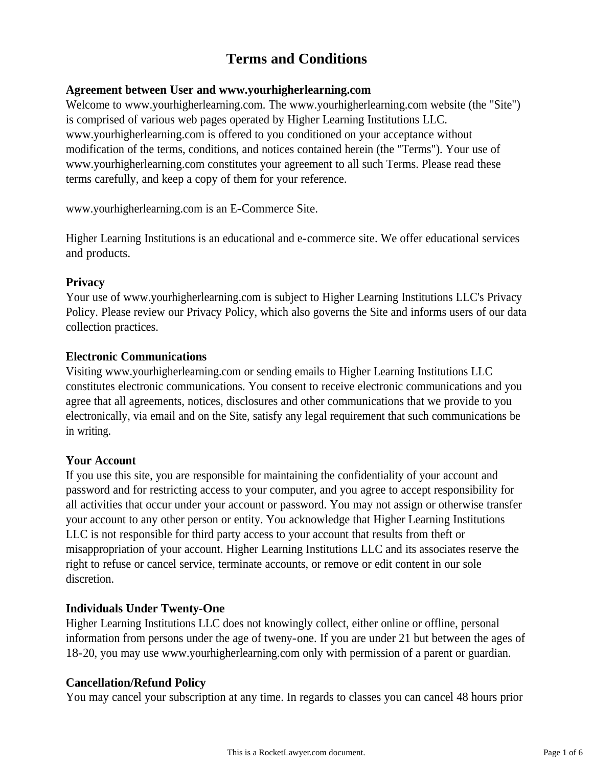# Terms and Conditions

**Agreement between User and www.yourhigherlearning.com**

Welcome to www.yourhigherlearning.com. The www.yourhigherlearning.com website (the "Site") is comprised of various web pages operated by Higher Learning Institutions LLC. www.yourhigherlearning.com is offered to you conditioned on your acceptance without modification of the terms, conditions, and notices contained herein (the "Terms"). Your use of www.yourhigherlearning.com constitutes your agreement to all such Terms. Please read these terms carefully, and keep a copy of them for your reference.

www.yourhigherlearning.com is an E-Commerce Site.

Higher Learning Institutions is an educational and e-commerce site. We offer educational services and products.

**Privacy**

Your use of www.yourhigherlearning.com is subject to Higher Learning Institutions LLC's Privacy Policy. Please review our Privacy Policy, which also governs the Site and informs users of our data collection practices.

**Electronic Communications**

Visiting www.yourhigherlearning.com or sending emails to Higher Learning Institutions LLC constitutes electronic communications. You consent to receive electronic communications and you agree that all agreements, notices, disclosures and other communications that we provide to you electronically, via email and on the Site, satisfy any legal requirement that such communications be in writing.

**Your Account**

If you use this site, you are responsible for maintaining the confidentiality of your account and password and for restricting access to your computer, and you agree to accept responsibility for all activities that occur under your account or password. You may not assign or otherwise transfer your account to any other person or entity. You acknowledge that Higher Learning Institutions LLC is not responsible for third party access to your account that results from theft or misappropriation of your account. Higher Learning Institutions LLC and its associates reserve the right to refuse or cancel service, terminate accounts, or remove or edit content in our sole discretion.

**Individuals Under Twenty-One**

Higher Learning Institutions LLC does not knowingly collect, either online or offline, personal information from persons under the age of tweny-one. If you are under 21 but between the ages of 18-20, you may use www.yourhigherlearning.com only with permission of a parent or guardian.

**Cancellation/Refund Policy**

You may cancel your subscription at any time. In regards to classes you can cancel 48 hours prior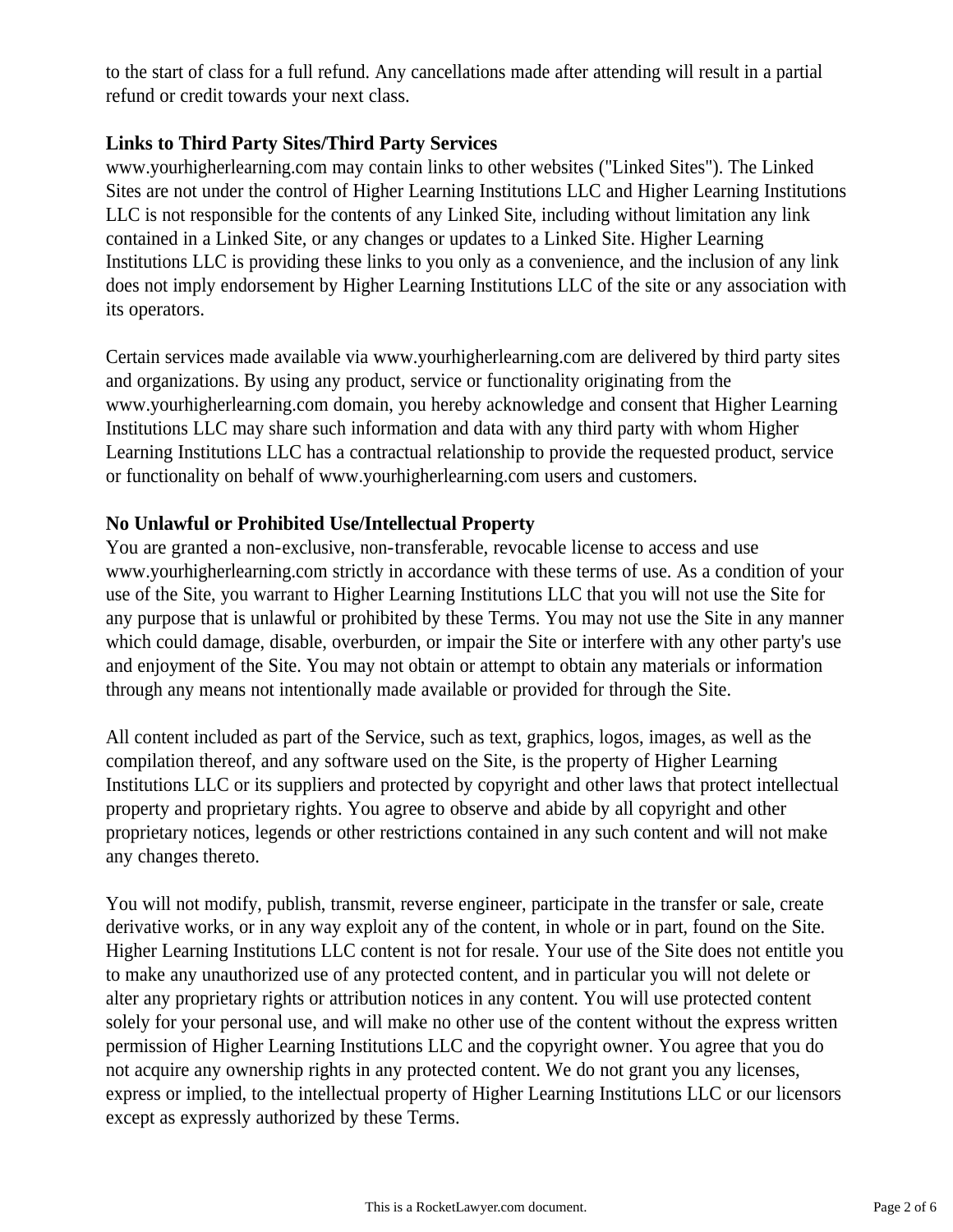to the start of class for a full refund. Any cancellations made after attending will result in a partial refund or credit towards your next class.

**Links to Third Party Sites/Third Party Services**

www.yourhigherlearning.com may contain links to other websites ("Linked Sites"). The Linked Sites are not under the control of Higher Learning Institutions LLC and Higher Learning Institutions LLC is not responsible for the contents of any Linked Site, including without limitation any link contained in a Linked Site, or any changes or updates to a Linked Site. Higher Learning Institutions LLC is providing these links to you only as a convenience, and the inclusion of any link does not imply endorsement by Higher Learning Institutions LLC of the site or any association with its operators.

Certain services made available via www.yourhigherlearning.com are delivered by third party sites and organizations. By using any product, service or functionality originating from the www.yourhigherlearning.com domain, you hereby acknowledge and consent that Higher Learning Institutions LLC may share such information and data with any third party with whom Higher Learning Institutions LLC has a contractual relationship to provide the requested product, service or functionality on behalf of www.yourhigherlearning.com users and customers.

**No Unlawful or Prohibited Use/Intellectual Property**

You are granted a non-exclusive, non-transferable, revocable license to access and use www.yourhigherlearning.com strictly in accordance with these terms of use. As a condition of your use of the Site, you warrant to Higher Learning Institutions LLC that you will not use the Site for any purpose that is unlawful or prohibited by these Terms. You may not use the Site in any manner which could damage, disable, overburden, or impair the Site or interfere with any other party's use and enjoyment of the Site. You may not obtain or attempt to obtain any materials or information through any means not intentionally made available or provided for through the Site.

All content included as part of the Service, such as text, graphics, logos, images, as well as the compilation thereof, and any software used on the Site, is the property of Higher Learning Institutions LLC or its suppliers and protected by copyright and other laws that protect intellectual property and proprietary rights. You agree to observe and abide by all copyright and other proprietary notices, legends or other restrictions contained in any such content and will not make any changes thereto.

You will not modify, publish, transmit, reverse engineer, participate in the transfer or sale, create derivative works, or in any way exploit any of the content, in whole or in part, found on the Site. Higher Learning Institutions LLC content is not for resale. Your use of the Site does not entitle you to make any unauthorized use of any protected content, and in particular you will not delete or alter any proprietary rights or attribution notices in any content. You will use protected content solely for your personal use, and will make no other use of the content without the express written permission of Higher Learning Institutions LLC and the copyright owner. You agree that you do not acquire any ownership rights in any protected content. We do not grant you any licenses, express or implied, to the intellectual property of Higher Learning Institutions LLC or our licensors except as expressly authorized by these Terms.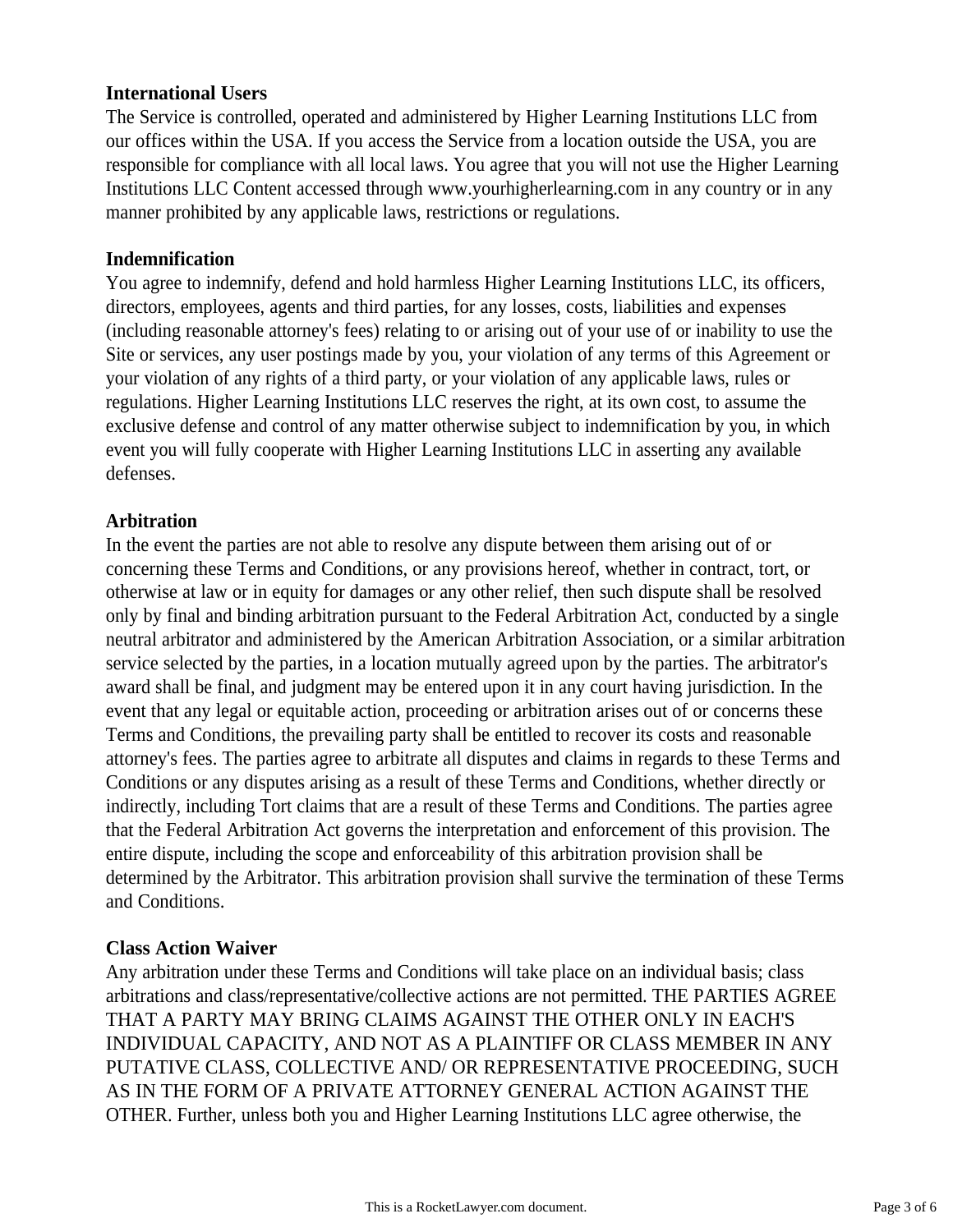**International Users**
The Service is controlled, operated and administered by Higher Learning Institutions LLC from our offices within the USA. If you access the Service from a location outside the USA, you are responsible for compliance with all local laws. You agree that you will not use the Higher Learning Institutions LLC Content accessed through www.yourhigherlearning.com in any country or in any manner prohibited by any applicable laws, restrictions or regulations.

**Indemnification**
You agree to indemnify, defend and hold harmless Higher Learning Institutions LLC, its officers, directors, employees, agents and third parties, for any losses, costs, liabilities and expenses (including reasonable attorney's fees) relating to or arising out of your use of or inability to use the Site or services, any user postings made by you, your violation of any terms of this Agreement or your violation of any rights of a third party, or your violation of any applicable laws, rules or regulations. Higher Learning Institutions LLC reserves the right, at its own cost, to assume the exclusive defense and control of any matter otherwise subject to indemnification by you, in which event you will fully cooperate with Higher Learning Institutions LLC in asserting any available defenses.

**Arbitration**
In the event the parties are not able to resolve any dispute between them arising out of or concerning these Terms and Conditions, or any provisions hereof, whether in contract, tort, or otherwise at law or in equity for damages or any other relief, then such dispute shall be resolved only by final and binding arbitration pursuant to the Federal Arbitration Act, conducted by a single neutral arbitrator and administered by the American Arbitration Association, or a similar arbitration service selected by the parties, in a location mutually agreed upon by the parties. The arbitrator's award shall be final, and judgment may be entered upon it in any court having jurisdiction. In the event that any legal or equitable action, proceeding or arbitration arises out of or concerns these Terms and Conditions, the prevailing party shall be entitled to recover its costs and reasonable attorney's fees. The parties agree to arbitrate all disputes and claims in regards to these Terms and Conditions or any disputes arising as a result of these Terms and Conditions, whether directly or indirectly, including Tort claims that are a result of these Terms and Conditions. The parties agree that the Federal Arbitration Act governs the interpretation and enforcement of this provision. The entire dispute, including the scope and enforceability of this arbitration provision shall be determined by the Arbitrator. This arbitration provision shall survive the termination of these Terms and Conditions.

**Class Action Waiver**
Any arbitration under these Terms and Conditions will take place on an individual basis; class arbitrations and class/representative/collective actions are not permitted. THE PARTIES AGREE THAT A PARTY MAY BRING CLAIMS AGAINST THE OTHER ONLY IN EACH'S INDIVIDUAL CAPACITY, AND NOT AS A PLAINTIFF OR CLASS MEMBER IN ANY PUTATIVE CLASS, COLLECTIVE AND/ OR REPRESENTATIVE PROCEEDING, SUCH AS IN THE FORM OF A PRIVATE ATTORNEY GENERAL ACTION AGAINST THE OTHER. Further, unless both you and Higher Learning Institutions LLC agree otherwise, the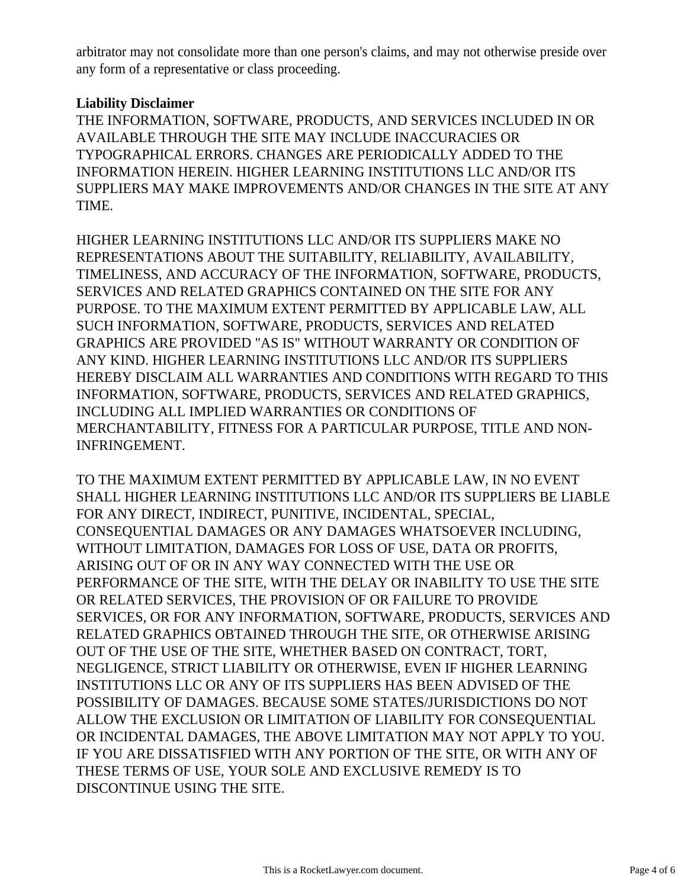arbitrator may not consolidate more than one person's claims, and may not otherwise preside over any form of a representative or class proceeding.

**Liability Disclaimer**

THE INFORMATION, SOFTWARE, PRODUCTS, AND SERVICES INCLUDED IN OR AVAILABLE THROUGH THE SITE MAY INCLUDE INACCURACIES OR TYPOGRAPHICAL ERRORS. CHANGES ARE PERIODICALLY ADDED TO THE INFORMATION HEREIN. HIGHER LEARNING INSTITUTIONS LLC AND/OR ITS SUPPLIERS MAY MAKE IMPROVEMENTS AND/OR CHANGES IN THE SITE AT ANY TIME.

HIGHER LEARNING INSTITUTIONS LLC AND/OR ITS SUPPLIERS MAKE NO REPRESENTATIONS ABOUT THE SUITABILITY, RELIABILITY, AVAILABILITY, TIMELINESS, AND ACCURACY OF THE INFORMATION, SOFTWARE, PRODUCTS, SERVICES AND RELATED GRAPHICS CONTAINED ON THE SITE FOR ANY PURPOSE. TO THE MAXIMUM EXTENT PERMITTED BY APPLICABLE LAW, ALL SUCH INFORMATION, SOFTWARE, PRODUCTS, SERVICES AND RELATED GRAPHICS ARE PROVIDED "AS IS" WITHOUT WARRANTY OR CONDITION OF ANY KIND. HIGHER LEARNING INSTITUTIONS LLC AND/OR ITS SUPPLIERS HEREBY DISCLAIM ALL WARRANTIES AND CONDITIONS WITH REGARD TO THIS INFORMATION, SOFTWARE, PRODUCTS, SERVICES AND RELATED GRAPHICS, INCLUDING ALL IMPLIED WARRANTIES OR CONDITIONS OF MERCHANTABILITY, FITNESS FOR A PARTICULAR PURPOSE, TITLE AND NON-INFRINGEMENT.

TO THE MAXIMUM EXTENT PERMITTED BY APPLICABLE LAW, IN NO EVENT SHALL HIGHER LEARNING INSTITUTIONS LLC AND/OR ITS SUPPLIERS BE LIABLE FOR ANY DIRECT, INDIRECT, PUNITIVE, INCIDENTAL, SPECIAL, CONSEQUENTIAL DAMAGES OR ANY DAMAGES WHATSOEVER INCLUDING, WITHOUT LIMITATION, DAMAGES FOR LOSS OF USE, DATA OR PROFITS, ARISING OUT OF OR IN ANY WAY CONNECTED WITH THE USE OR PERFORMANCE OF THE SITE, WITH THE DELAY OR INABILITY TO USE THE SITE OR RELATED SERVICES, THE PROVISION OF OR FAILURE TO PROVIDE SERVICES, OR FOR ANY INFORMATION, SOFTWARE, PRODUCTS, SERVICES AND RELATED GRAPHICS OBTAINED THROUGH THE SITE, OR OTHERWISE ARISING OUT OF THE USE OF THE SITE, WHETHER BASED ON CONTRACT, TORT, NEGLIGENCE, STRICT LIABILITY OR OTHERWISE, EVEN IF HIGHER LEARNING INSTITUTIONS LLC OR ANY OF ITS SUPPLIERS HAS BEEN ADVISED OF THE POSSIBILITY OF DAMAGES. BECAUSE SOME STATES/JURISDICTIONS DO NOT ALLOW THE EXCLUSION OR LIMITATION OF LIABILITY FOR CONSEQUENTIAL OR INCIDENTAL DAMAGES, THE ABOVE LIMITATION MAY NOT APPLY TO YOU. IF YOU ARE DISSATISFIED WITH ANY PORTION OF THE SITE, OR WITH ANY OF THESE TERMS OF USE, YOUR SOLE AND EXCLUSIVE REMEDY IS TO DISCONTINUE USING THE SITE.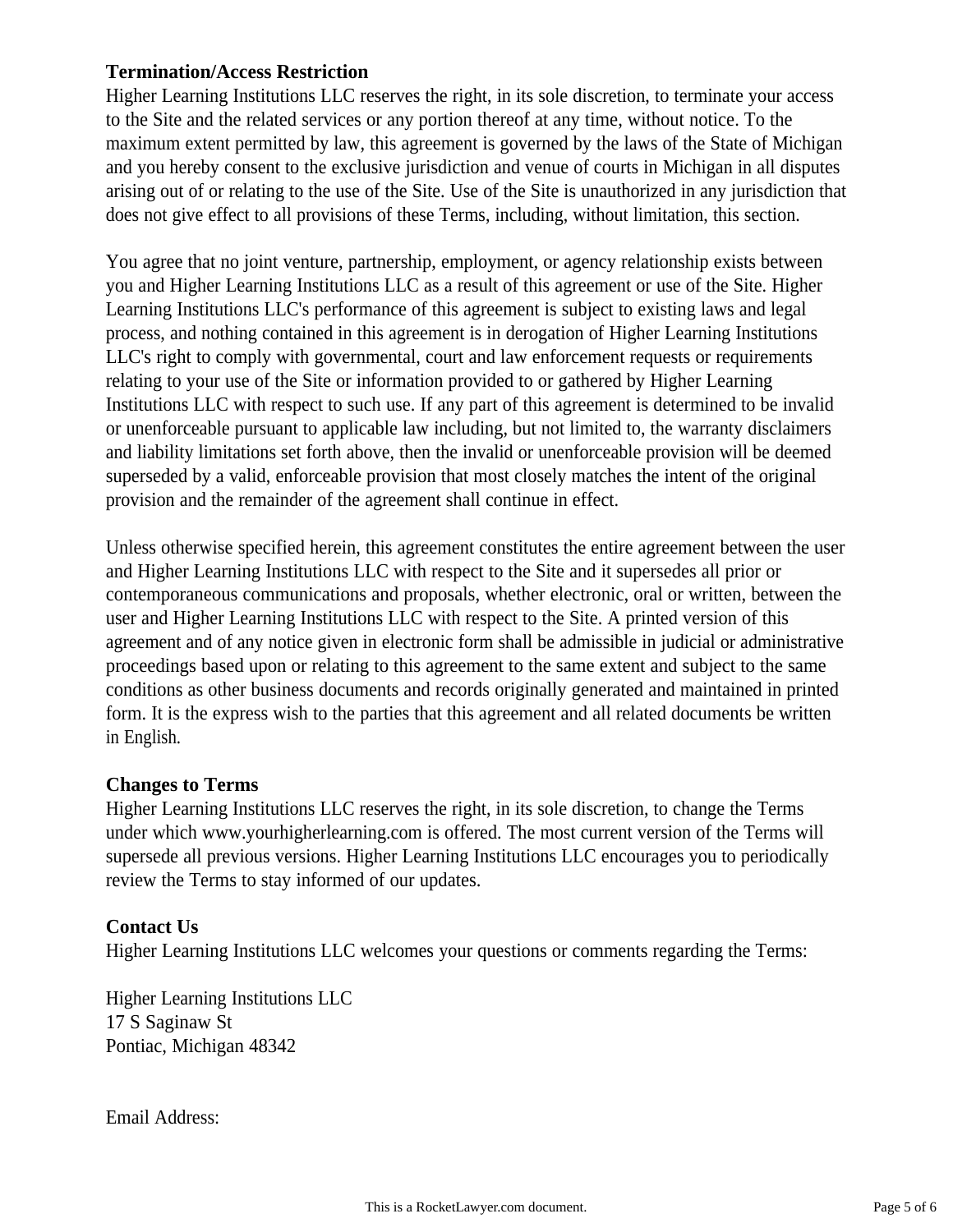**Termination/Access Restriction**
Higher Learning Institutions LLC reserves the right, in its sole discretion, to terminate your access to the Site and the related services or any portion thereof at any time, without notice. To the maximum extent permitted by law, this agreement is governed by the laws of the State of Michigan and you hereby consent to the exclusive jurisdiction and venue of courts in Michigan in all disputes arising out of or relating to the use of the Site. Use of the Site is unauthorized in any jurisdiction that does not give effect to all provisions of these Terms, including, without limitation, this section.

You agree that no joint venture, partnership, employment, or agency relationship exists between you and Higher Learning Institutions LLC as a result of this agreement or use of the Site. Higher Learning Institutions LLC's performance of this agreement is subject to existing laws and legal process, and nothing contained in this agreement is in derogation of Higher Learning Institutions LLC's right to comply with governmental, court and law enforcement requests or requirements relating to your use of the Site or information provided to or gathered by Higher Learning Institutions LLC with respect to such use. If any part of this agreement is determined to be invalid or unenforceable pursuant to applicable law including, but not limited to, the warranty disclaimers and liability limitations set forth above, then the invalid or unenforceable provision will be deemed superseded by a valid, enforceable provision that most closely matches the intent of the original provision and the remainder of the agreement shall continue in effect.

Unless otherwise specified herein, this agreement constitutes the entire agreement between the user and Higher Learning Institutions LLC with respect to the Site and it supersedes all prior or contemporaneous communications and proposals, whether electronic, oral or written, between the user and Higher Learning Institutions LLC with respect to the Site. A printed version of this agreement and of any notice given in electronic form shall be admissible in judicial or administrative proceedings based upon or relating to this agreement to the same extent and subject to the same conditions as other business documents and records originally generated and maintained in printed form. It is the express wish to the parties that this agreement and all related documents be written in English.

**Changes to Terms**
Higher Learning Institutions LLC reserves the right, in its sole discretion, to change the Terms under which www.yourhigherlearning.com is offered. The most current version of the Terms will supersede all previous versions. Higher Learning Institutions LLC encourages you to periodically review the Terms to stay informed of our updates.

**Contact Us**
Higher Learning Institutions LLC welcomes your questions or comments regarding the Terms:

Higher Learning Institutions LLC
17 S Saginaw St
Pontiac, Michigan 48342

Email Address: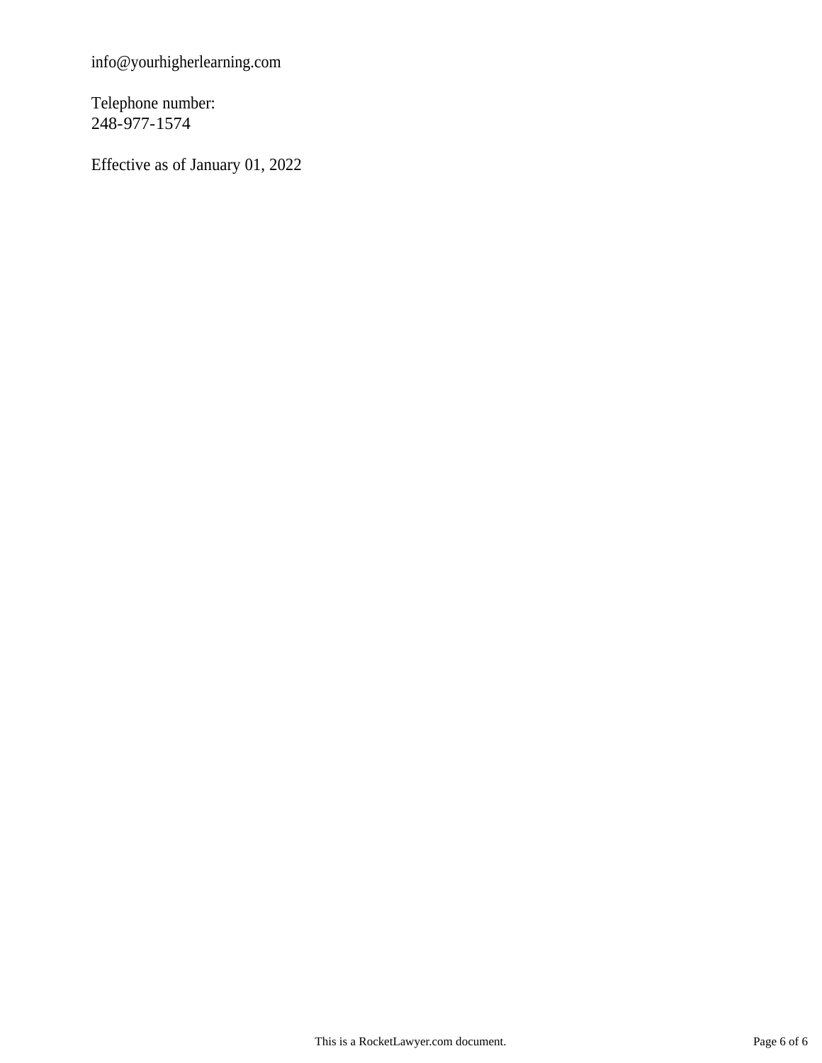info@yourhigherlearning.com

Telephone number:
248-977-1574

Effective as of January 01, 2022